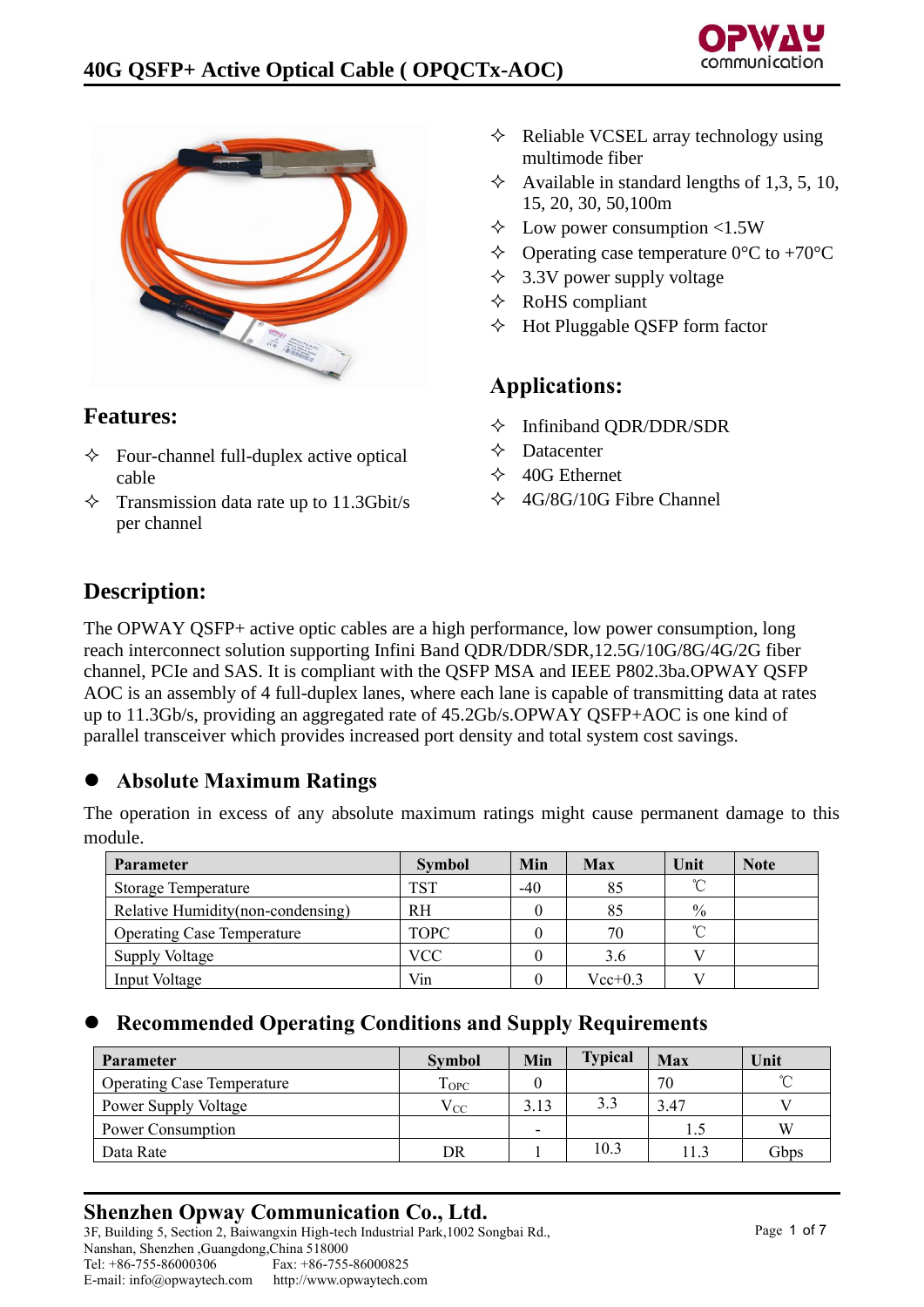# 40G QSFP+ Active Optical Cable ( OPQCTx-AOC)

## Features:

- Four-channel full-duplex active optical cable
- Transmission data rate up to 11.3Gbit/s per channel
- Reliable VCSEL array technology using multimode fiber
- Available in standard lengths of 1,3, 5, 10, 15, 20, 30, 50,100m
- Low power consumption <1.5W
- Operating case temperature 0°C to +70°C
- 3.3V power supply voltage
- RoHS compliant
- Hot Pluggable QSFP form factor

## Applications:

- Infiniband QDR/DDR/SDR
- Datacenter
- 40G Ethernet
- 4G/8G/10G Fibre Channel

## Description:

The OPWAY QSFP+ active optic cables are a high performance, low power consumption, long reach interconnect solution supporting Infini Band QDR/DDR/SDR,12.5G/10G/8G/4G/2G fiber channel, PCIe and SAS. It is compliant with the QSFP MSA and IEEE P802.3ba.OPWAY QSFP AOC is an assembly of 4 full-duplex lanes, where each lane is capable of transmitting data at rates up to 11.3Gb/s, providing an aggregated rate of 45.2Gb/s.OPWAY QSFP+AOC is one kind of parallel transceiver which provides increased port density and total system cost savings.

### Absolute Maximum Ratings

The operation in excess of any absolute maximum ratings might cause permanent damage to this module.

| Parameter | Symbol | Min | Max | Unit | Note |
|---|---|---|---|---|---|
| Storage Temperature | TST | -40 | 85 | ℃ | |
| Relative Humidity(non-condensing) | RH | 0 | 85 | % | |
| Operating Case Temperature | TOPC | 0 | 70 | ℃ | |
| Supply Voltage | VCC | 0 | 3.6 | V | |
| Input Voltage | Vin | 0 | Vcc+0.3 | V | |

### Recommended Operating Conditions and Supply Requirements

| Parameter | Symbol | Min | Typical | Max | Unit |
|---|---|---|---|---|---|
| Operating Case Temperature | $T_{OPC}$ | 0 | | 70 | ℃ |
| Power Supply Voltage | $V_{CC}$ | 3.13 | 3.3 | 3.47 | V |
| Power Consumption | | - | | 1.5 | W |
| Data Rate | DR | 1 | 10.3 | 11.3 | Gbps |

**Shenzhen Opway Communication Co., Ltd.**
3F, Building 5, Section 2, Baiwangxin High-tech Industrial Park,1002 Songbai Rd., Nanshan, Shenzhen ,Guangdong,China 518000
Tel: +86-755-86000306 Fax: +86-755-86000825
E-mail: info@opwaytech.com http://www.opwaytech.com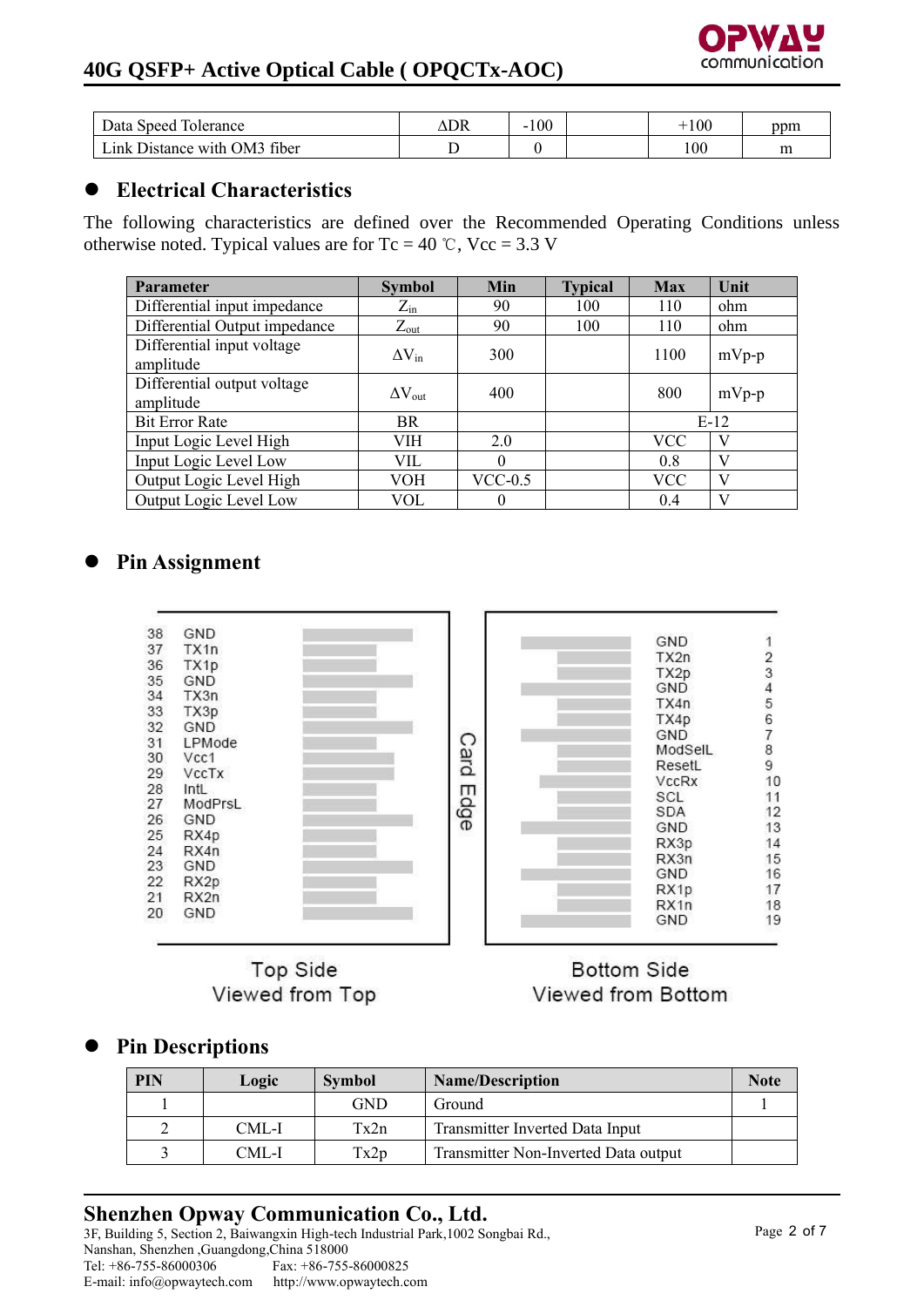| Data Speed Tolerance | ΔDR | -100 | | +100 | ppm |
|---|---|---|---|---|---|
| Link Distance with OM3 fiber | D | 0 | | 100 | m |

## Electrical Characteristics

The following characteristics are defined over the Recommended Operating Conditions unless otherwise noted. Typical values are for Tc = 40 ℃, Vcc = 3.3 V

| Parameter | Symbol | Min | Typical | Max | Unit |
|---|---|---|---|---|---|
| Differential input impedance | $Z_{in}$ | 90 | 100 | 110 | ohm |
| Differential Output impedance | $Z_{out}$ | 90 | 100 | 110 | ohm |
| Differential input voltage amplitude | $\Delta V_{in}$ | 300 | | 1100 | mVp-p |
| Differential output voltage amplitude | $\Delta V_{out}$ | 400 | | 800 | mVp-p |
| Bit Error Rate | BR | | | E-12 | |
| Input Logic Level High | VIH | 2.0 | | VCC | V |
| Input Logic Level Low | VIL | 0 | | 0.8 | V |
| Output Logic Level High | VOH | VCC-0.5 | | VCC | V |
| Output Logic Level Low | VOL | 0 | | 0.4 | V |

## Pin Assignment

Top Side (Viewed from Top):

| Pin | Name |
|---|---|
| 38 | GND |
| 37 | TX1n |
| 36 | TX1p |
| 35 | GND |
| 34 | TX3n |
| 33 | TX3p |
| 32 | GND |
| 31 | LPMode |
| 30 | Vcc1 |
| 29 | VccTx |
| 28 | IntL |
| 27 | ModPrsL |
| 26 | GND |
| 25 | RX4p |
| 24 | RX4n |
| 23 | GND |
| 22 | RX2p |
| 21 | RX2n |
| 20 | GND |

Bottom Side (Viewed from Bottom):

| Pin | Name |
|---|---|
| 1 | GND |
| 2 | TX2n |
| 3 | TX2p |
| 4 | GND |
| 5 | TX4n |
| 6 | TX4p |
| 7 | GND |
| 8 | ModSelL |
| 9 | ResetL |
| 10 | VccRx |
| 11 | SCL |
| 12 | SDA |
| 13 | GND |
| 14 | RX3p |
| 15 | RX3n |
| 16 | GND |
| 17 | RX1p |
| 18 | RX1n |
| 19 | GND |

Card Edge

Top Side
Viewed from Top

Bottom Side
Viewed from Bottom

## Pin Descriptions

| PIN | Logic | Symbol | Name/Description | Note |
|---|---|---|---|---|
| 1 | | GND | Ground | 1 |
| 2 | CML-I | Tx2n | Transmitter Inverted Data Input | |
| 3 | CML-I | Tx2p | Transmitter Non-Inverted Data output | |

**Shenzhen Opway Communication Co., Ltd.**
3F, Building 5, Section 2, Baiwangxin High-tech Industrial Park,1002 Songbai Rd., Nanshan, Shenzhen ,Guangdong,China 518000
Tel: +86-755-86000306 Fax: +86-755-86000825
E-mail: info@opwaytech.com http://www.opwaytech.com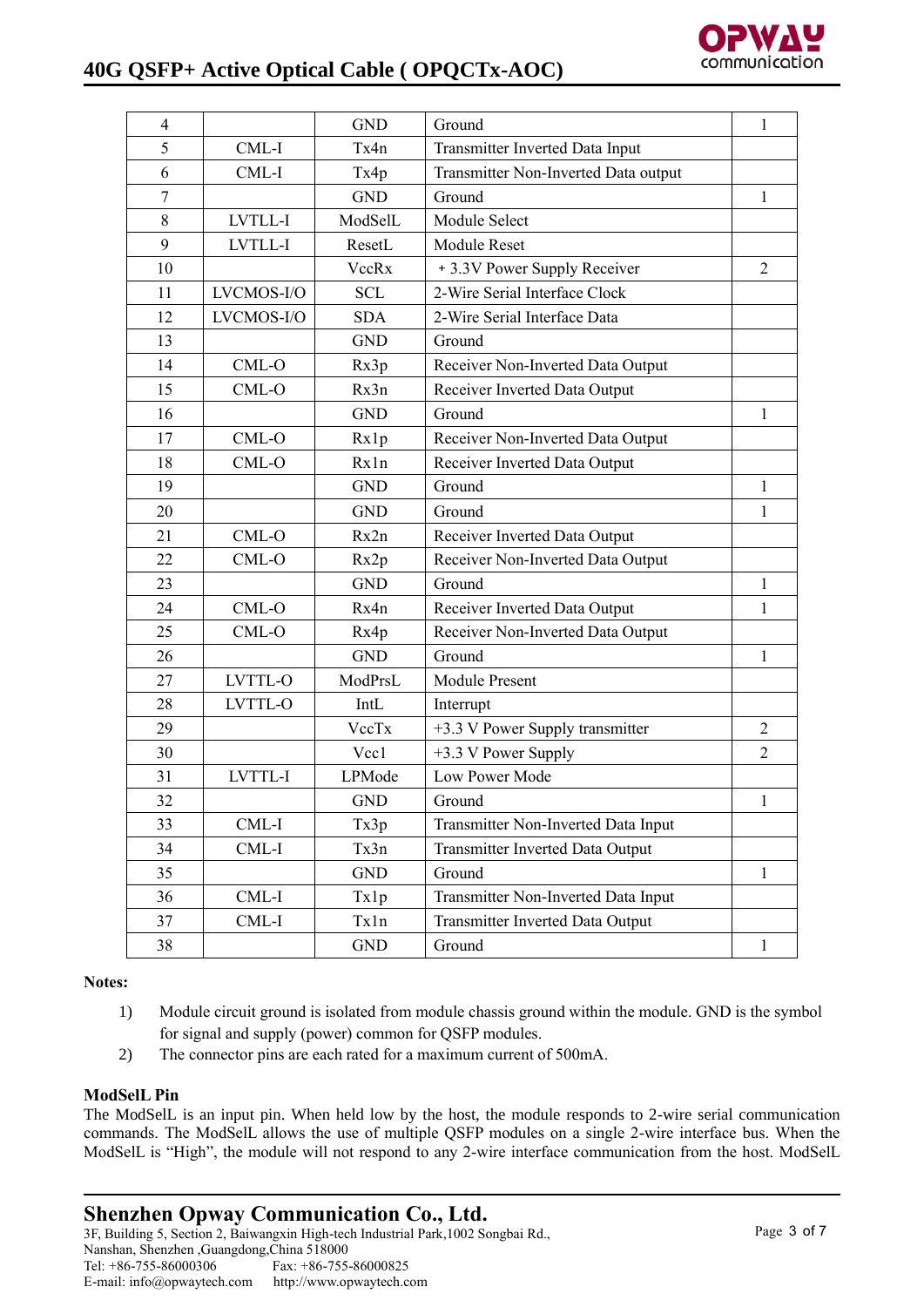| 4 | | GND | Ground | 1 |
|---|---|---|---|---|
| 5 | CML-I | Tx4n | Transmitter Inverted Data Input | |
| 6 | CML-I | Tx4p | Transmitter Non-Inverted Data output | |
| 7 | | GND | Ground | 1 |
| 8 | LVTLL-I | ModSelL | Module Select | |
| 9 | LVTLL-I | ResetL | Module Reset | |
| 10 | | VccRx | + 3.3V Power Supply Receiver | 2 |
| 11 | LVCMOS-I/O | SCL | 2-Wire Serial Interface Clock | |
| 12 | LVCMOS-I/O | SDA | 2-Wire Serial Interface Data | |
| 13 | | GND | Ground | |
| 14 | CML-O | Rx3p | Receiver Non-Inverted Data Output | |
| 15 | CML-O | Rx3n | Receiver Inverted Data Output | |
| 16 | | GND | Ground | 1 |
| 17 | CML-O | Rx1p | Receiver Non-Inverted Data Output | |
| 18 | CML-O | Rx1n | Receiver Inverted Data Output | |
| 19 | | GND | Ground | 1 |
| 20 | | GND | Ground | 1 |
| 21 | CML-O | Rx2n | Receiver Inverted Data Output | |
| 22 | CML-O | Rx2p | Receiver Non-Inverted Data Output | |
| 23 | | GND | Ground | 1 |
| 24 | CML-O | Rx4n | Receiver Inverted Data Output | 1 |
| 25 | CML-O | Rx4p | Receiver Non-Inverted Data Output | |
| 26 | | GND | Ground | 1 |
| 27 | LVTTL-O | ModPrsL | Module Present | |
| 28 | LVTTL-O | IntL | Interrupt | |
| 29 | | VccTx | +3.3 V Power Supply transmitter | 2 |
| 30 | | Vcc1 | +3.3 V Power Supply | 2 |
| 31 | LVTTL-I | LPMode | Low Power Mode | |
| 32 | | GND | Ground | 1 |
| 33 | CML-I | Tx3p | Transmitter Non-Inverted Data Input | |
| 34 | CML-I | Tx3n | Transmitter Inverted Data Output | |
| 35 | | GND | Ground | 1 |
| 36 | CML-I | Tx1p | Transmitter Non-Inverted Data Input | |
| 37 | CML-I | Tx1n | Transmitter Inverted Data Output | |
| 38 | | GND | Ground | 1 |

**Notes:**

1) Module circuit ground is isolated from module chassis ground within the module. GND is the symbol for signal and supply (power) common for QSFP modules.
2) The connector pins are each rated for a maximum current of 500mA.

**ModSelL Pin**

The ModSelL is an input pin. When held low by the host, the module responds to 2-wire serial communication commands. The ModSelL allows the use of multiple QSFP modules on a single 2-wire interface bus. When the ModSelL is "High", the module will not respond to any 2-wire interface communication from the host. ModSelL

**Shenzhen Opway Communication Co., Ltd.**
3F, Building 5, Section 2, Baiwangxin High-tech Industrial Park,1002 Songbai Rd., Nanshan, Shenzhen ,Guangdong,China 518000
Tel: +86-755-86000306 Fax: +86-755-86000825
E-mail: info@opwaytech.com http://www.opwaytech.com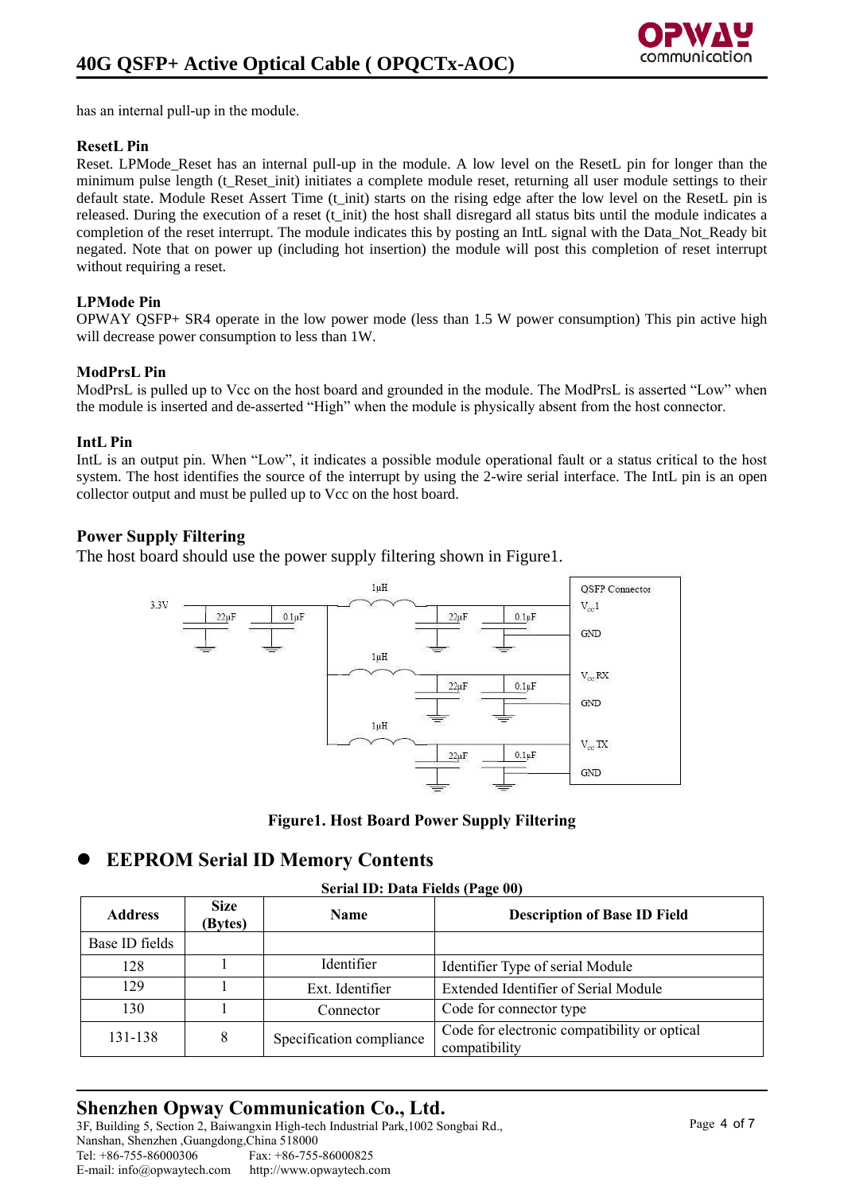has an internal pull-up in the module.

**ResetL Pin**

Reset. LPMode_Reset has an internal pull-up in the module. A low level on the ResetL pin for longer than the minimum pulse length (t_Reset_init) initiates a complete module reset, returning all user module settings to their default state. Module Reset Assert Time (t_init) starts on the rising edge after the low level on the ResetL pin is released. During the execution of a reset (t_init) the host shall disregard all status bits until the module indicates a completion of the reset interrupt. The module indicates this by posting an IntL signal with the Data_Not_Ready bit negated. Note that on power up (including hot insertion) the module will post this completion of reset interrupt without requiring a reset.

**LPMode Pin**

OPWAY QSFP+ SR4 operate in the low power mode (less than 1.5 W power consumption) This pin active high will decrease power consumption to less than 1W.

**ModPrsL Pin**

ModPrsL is pulled up to Vcc on the host board and grounded in the module. The ModPrsL is asserted “Low” when the module is inserted and de-asserted “High” when the module is physically absent from the host connector.

**IntL Pin**

IntL is an output pin. When “Low”, it indicates a possible module operational fault or a status critical to the host system. The host identifies the source of the interrupt by using the 2-wire serial interface. The IntL pin is an open collector output and must be pulled up to Vcc on the host board.

**Power Supply Filtering**

The host board should use the power supply filtering shown in Figure1.

**Figure1. Host Board Power Supply Filtering**

## EEPROM Serial ID Memory Contents

**Serial ID: Data Fields (Page 00)**

| Address | Size (Bytes) | Name | Description of Base ID Field |
|---|---|---|---|
| Base ID fields | | | |
| 128 | 1 | Identifier | Identifier Type of serial Module |
| 129 | 1 | Ext. Identifier | Extended Identifier of Serial Module |
| 130 | 1 | Connector | Code for connector type |
| 131-138 | 8 | Specification compliance | Code for electronic compatibility or optical compatibility |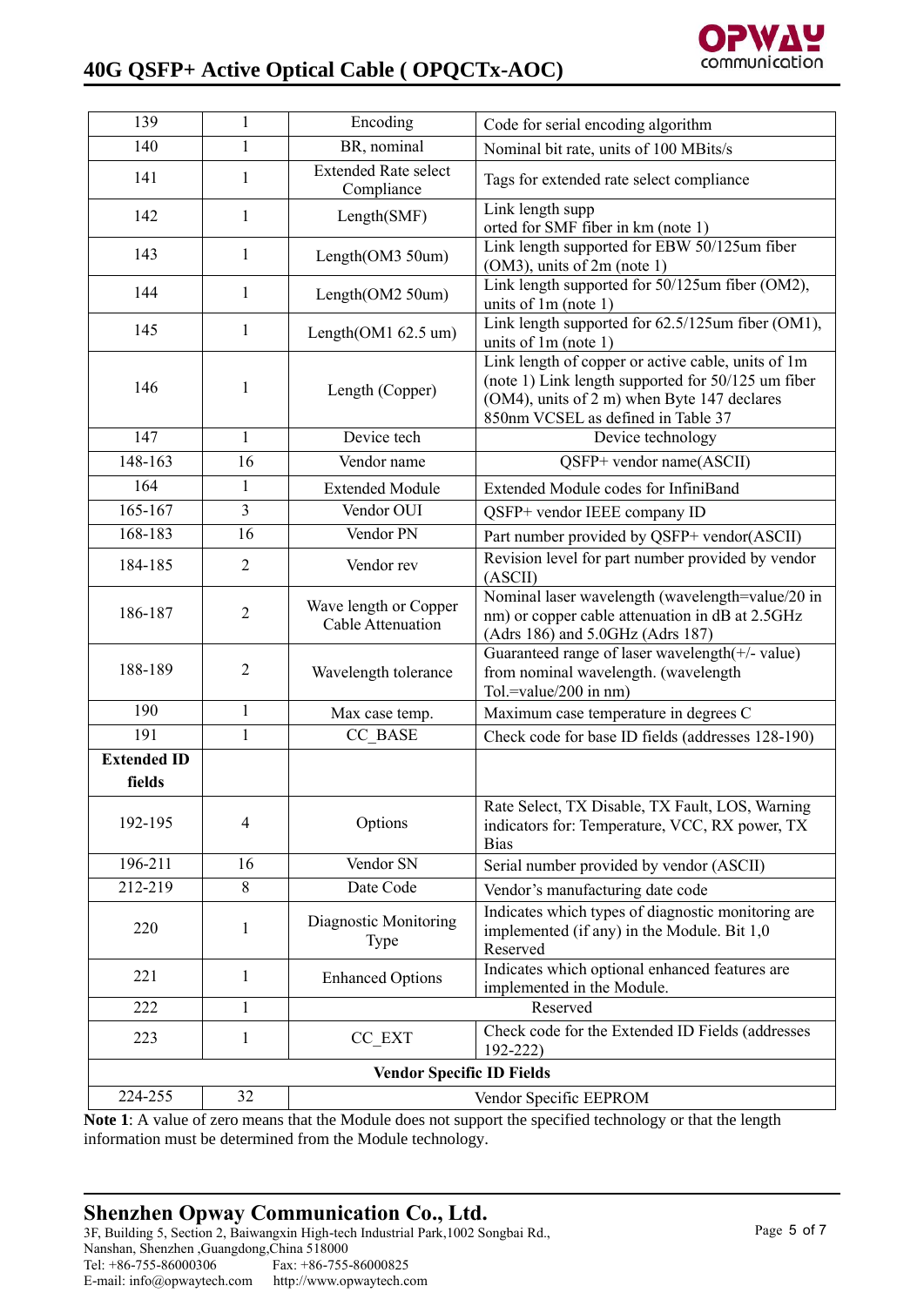| | | | |
|---|---|---|---|
| 139 | 1 | Encoding | Code for serial encoding algorithm |
| 140 | 1 | BR, nominal | Nominal bit rate, units of 100 MBits/s |
| 141 | 1 | Extended Rate select Compliance | Tags for extended rate select compliance |
| 142 | 1 | Length(SMF) | Link length supported for SMF fiber in km (note 1) |
| 143 | 1 | Length(OM3 50um) | Link length supported for EBW 50/125um fiber (OM3), units of 2m (note 1) |
| 144 | 1 | Length(OM2 50um) | Link length supported for 50/125um fiber (OM2), units of 1m (note 1) |
| 145 | 1 | Length(OM1 62.5 um) | Link length supported for 62.5/125um fiber (OM1), units of 1m (note 1) |
| 146 | 1 | Length (Copper) | Link length of copper or active cable, units of 1m (note 1) Link length supported for 50/125 um fiber (OM4), units of 2 m) when Byte 147 declares 850nm VCSEL as defined in Table 37 |
| 147 | 1 | Device tech | Device technology |
| 148-163 | 16 | Vendor name | QSFP+ vendor name(ASCII) |
| 164 | 1 | Extended Module | Extended Module codes for InfiniBand |
| 165-167 | 3 | Vendor OUI | QSFP+ vendor IEEE company ID |
| 168-183 | 16 | Vendor PN | Part number provided by QSFP+ vendor(ASCII) |
| 184-185 | 2 | Vendor rev | Revision level for part number provided by vendor (ASCII) |
| 186-187 | 2 | Wave length or Copper Cable Attenuation | Nominal laser wavelength (wavelength=value/20 in nm) or copper cable attenuation in dB at 2.5GHz (Adrs 186) and 5.0GHz (Adrs 187) |
| 188-189 | 2 | Wavelength tolerance | Guaranteed range of laser wavelength(+/- value) from nominal wavelength. (wavelength Tol.=value/200 in nm) |
| 190 | 1 | Max case temp. | Maximum case temperature in degrees C |
| 191 | 1 | CC_BASE | Check code for base ID fields (addresses 128-190) |
| **Extended ID fields** | | | |
| 192-195 | 4 | Options | Rate Select, TX Disable, TX Fault, LOS, Warning indicators for: Temperature, VCC, RX power, TX Bias |
| 196-211 | 16 | Vendor SN | Serial number provided by vendor (ASCII) |
| 212-219 | 8 | Date Code | Vendor's manufacturing date code |
| 220 | 1 | Diagnostic Monitoring Type | Indicates which types of diagnostic monitoring are implemented (if any) in the Module. Bit 1,0 Reserved |
| 221 | 1 | Enhanced Options | Indicates which optional enhanced features are implemented in the Module. |
| 222 | 1 | Reserved | |
| 223 | 1 | CC_EXT | Check code for the Extended ID Fields (addresses 192-222) |
| **Vendor Specific ID Fields** | | | |
| 224-255 | 32 | Vendor Specific EEPROM | |

**Note 1**: A value of zero means that the Module does not support the specified technology or that the length information must be determined from the Module technology.

**Shenzhen Opway Communication Co., Ltd.**
3F, Building 5, Section 2, Baiwangxin High-tech Industrial Park,1002 Songbai Rd., Nanshan, Shenzhen ,Guangdong,China 518000
Tel: +86-755-86000306 Fax: +86-755-86000825
E-mail: info@opwaytech.com http://www.opwaytech.com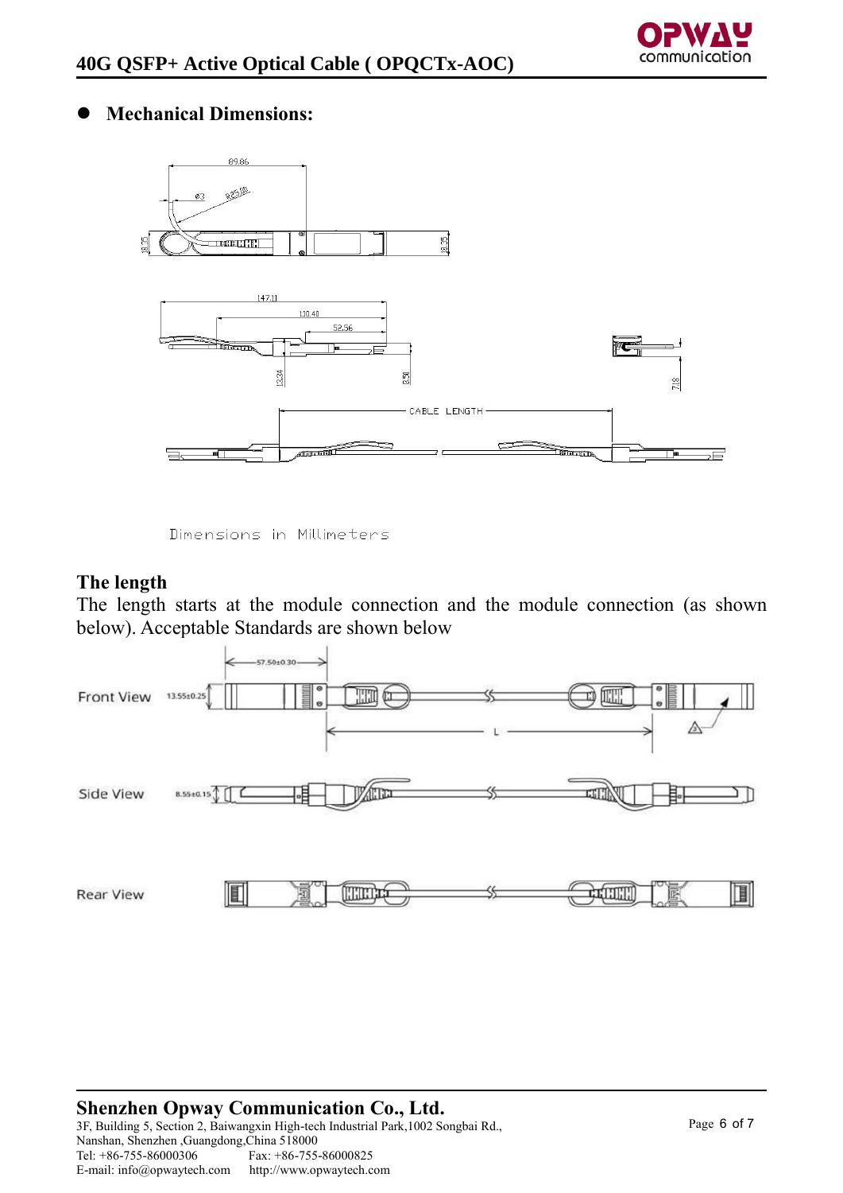- **Mechanical Dimensions:**

Dimensions in Millimeters

**The length**

The length starts at the module connection and the module connection (as shown below). Acceptable Standards are shown below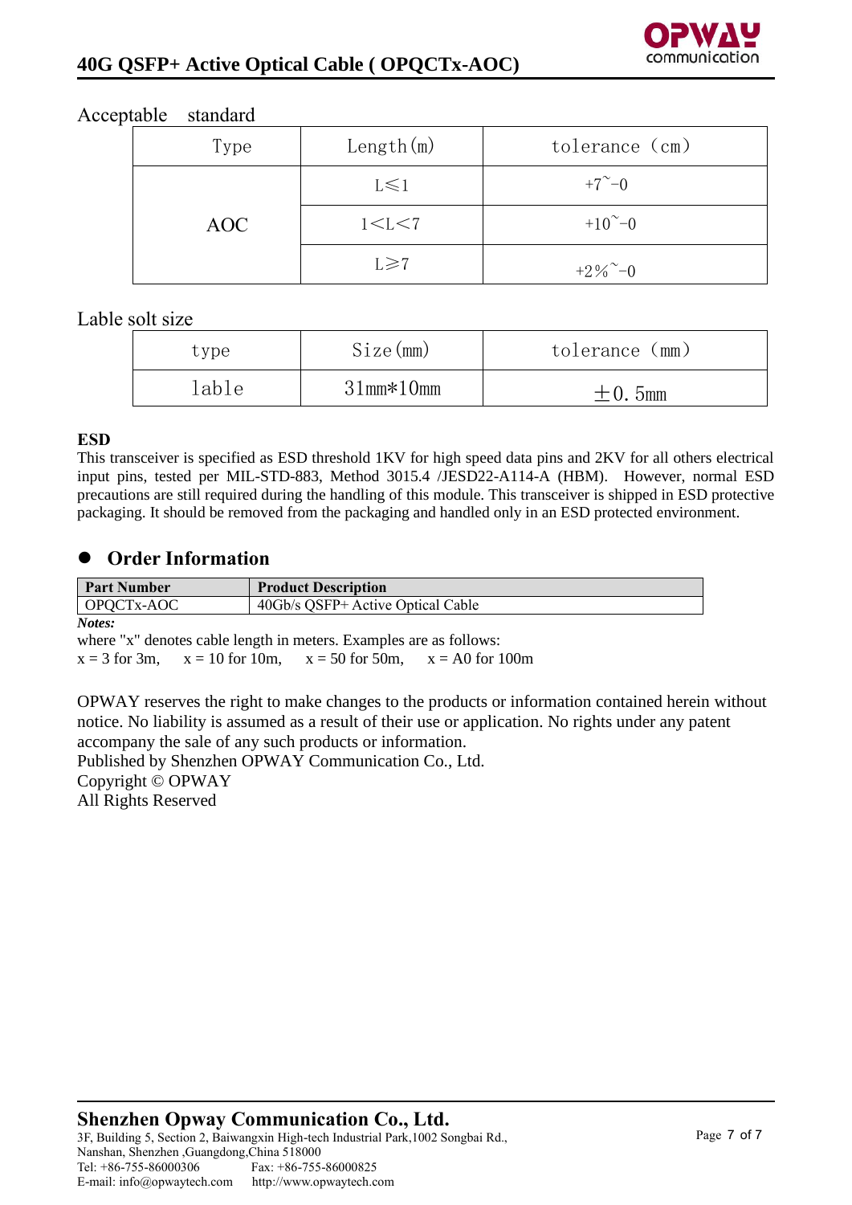Acceptable standard

| Type | Length(m) | tolerance (cm) |
|---|---|---|
| AOC | L≤1 | +7~-0 |
| | 1<L<7 | +10~-0 |
| | L≥7 | +2%~-0 |

Lable solt size

| type | Size(mm) | tolerance (mm) |
|---|---|---|
| lable | 31mm*10mm | ±0.5mm |

**ESD**

This transceiver is specified as ESD threshold 1KV for high speed data pins and 2KV for all others electrical input pins, tested per MIL-STD-883, Method 3015.4 /JESD22-A114-A (HBM). However, normal ESD precautions are still required during the handling of this module. This transceiver is shipped in ESD protective packaging. It should be removed from the packaging and handled only in an ESD protected environment.

## Order Information

| Part Number | Product Description |
|---|---|
| OPQCTx-AOC | 40Gb/s QSFP+ Active Optical Cable |

***Notes:***

where "x" denotes cable length in meters. Examples are as follows:

x = 3 for 3m, x = 10 for 10m, x = 50 for 50m, x = A0 for 100m

OPWAY reserves the right to make changes to the products or information contained herein without notice. No liability is assumed as a result of their use or application. No rights under any patent accompany the sale of any such products or information.

Published by Shenzhen OPWAY Communication Co., Ltd.

Copyright © OPWAY

All Rights Reserved

**Shenzhen Opway Communication Co., Ltd.**

3F, Building 5, Section 2, Baiwangxin High-tech Industrial Park,1002 Songbai Rd., Nanshan, Shenzhen ,Guangdong,China 518000

Tel: +86-755-86000306 Fax: +86-755-86000825

E-mail: info@opwaytech.com http://www.opwaytech.com